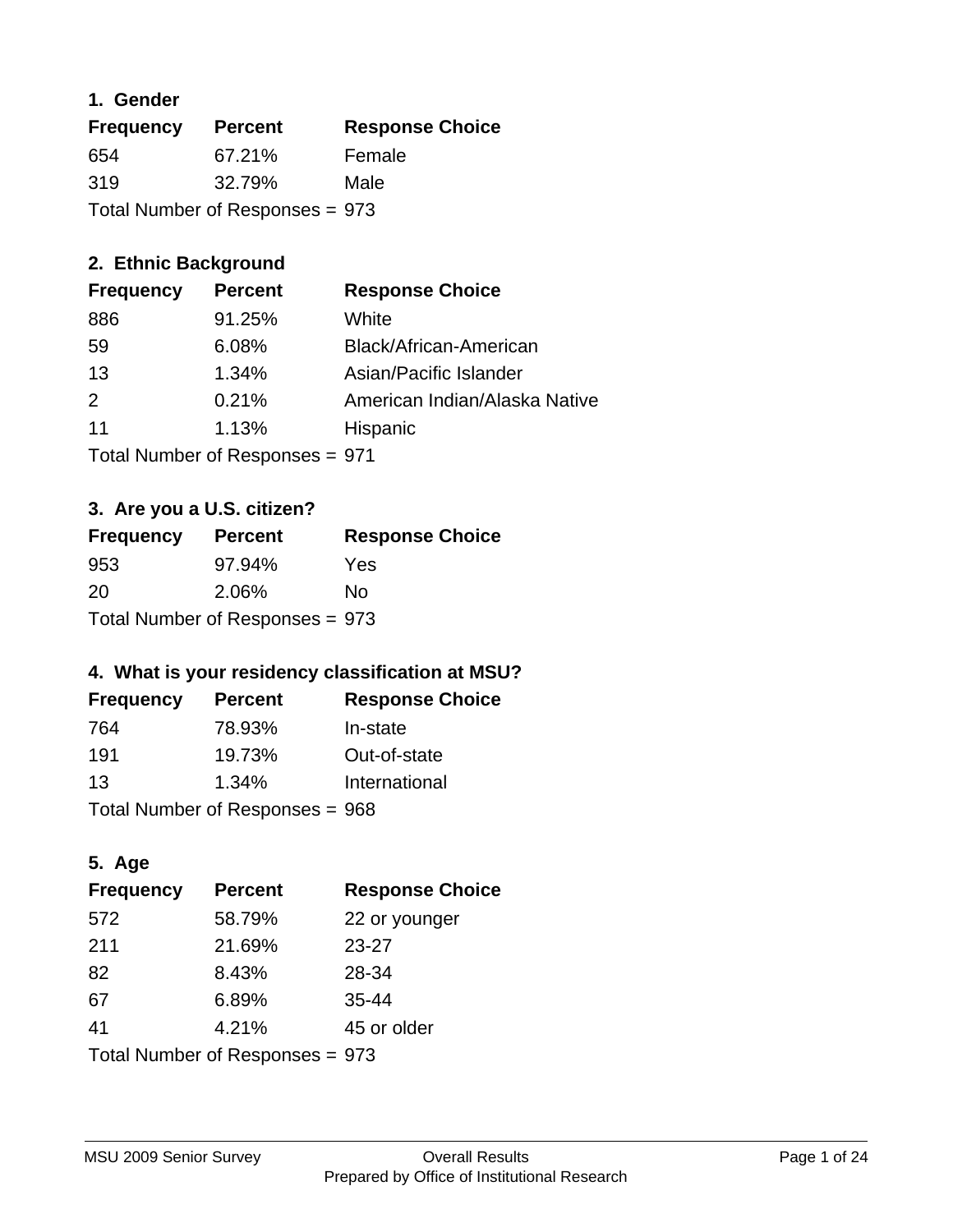### 1. Gender

| Frequency | Percent | Response Choice |
|---|---|---|
| 654 | 67.21% | Female |
| 319 | 32.79% | Male |

Total Number of Responses = 973

### 2. Ethnic Background

| Frequency | Percent | Response Choice |
|---|---|---|
| 886 | 91.25% | White |
| 59 | 6.08% | Black/African-American |
| 13 | 1.34% | Asian/Pacific Islander |
| 2 | 0.21% | American Indian/Alaska Native |
| 11 | 1.13% | Hispanic |

Total Number of Responses = 971

### 3. Are you a U.S. citizen?

| Frequency | Percent | Response Choice |
|---|---|---|
| 953 | 97.94% | Yes |
| 20 | 2.06% | No |

Total Number of Responses = 973

### 4. What is your residency classification at MSU?

| Frequency | Percent | Response Choice |
|---|---|---|
| 764 | 78.93% | In-state |
| 191 | 19.73% | Out-of-state |
| 13 | 1.34% | International |

Total Number of Responses = 968

### 5. Age

| Frequency | Percent | Response Choice |
|---|---|---|
| 572 | 58.79% | 22 or younger |
| 211 | 21.69% | 23-27 |
| 82 | 8.43% | 28-34 |
| 67 | 6.89% | 35-44 |
| 41 | 4.21% | 45 or older |

Total Number of Responses = 973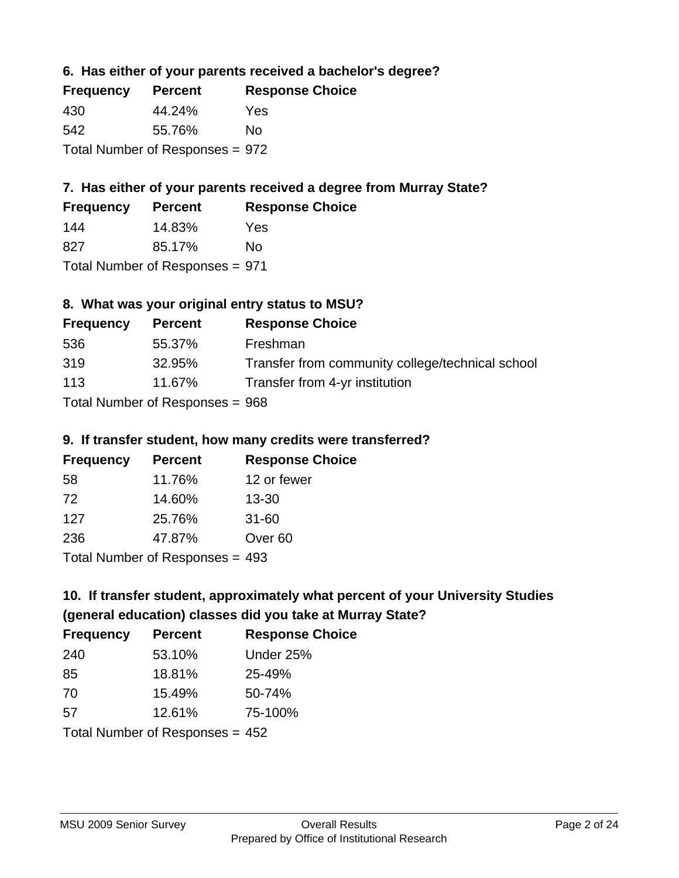### 6. Has either of your parents received a bachelor's degree?

| Frequency | Percent | Response Choice |
| --- | --- | --- |
| 430 | 44.24% | Yes |
| 542 | 55.76% | No |

Total Number of Responses = 972

### 7. Has either of your parents received a degree from Murray State?

| Frequency | Percent | Response Choice |
| --- | --- | --- |
| 144 | 14.83% | Yes |
| 827 | 85.17% | No |

Total Number of Responses = 971

### 8. What was your original entry status to MSU?

| Frequency | Percent | Response Choice |
| --- | --- | --- |
| 536 | 55.37% | Freshman |
| 319 | 32.95% | Transfer from community college/technical school |
| 113 | 11.67% | Transfer from 4-yr institution |

Total Number of Responses = 968

### 9. If transfer student, how many credits were transferred?

| Frequency | Percent | Response Choice |
| --- | --- | --- |
| 58 | 11.76% | 12 or fewer |
| 72 | 14.60% | 13-30 |
| 127 | 25.76% | 31-60 |
| 236 | 47.87% | Over 60 |

Total Number of Responses = 493

### 10. If transfer student, approximately what percent of your University Studies (general education) classes did you take at Murray State?

| Frequency | Percent | Response Choice |
| --- | --- | --- |
| 240 | 53.10% | Under 25% |
| 85 | 18.81% | 25-49% |
| 70 | 15.49% | 50-74% |
| 57 | 12.61% | 75-100% |

Total Number of Responses = 452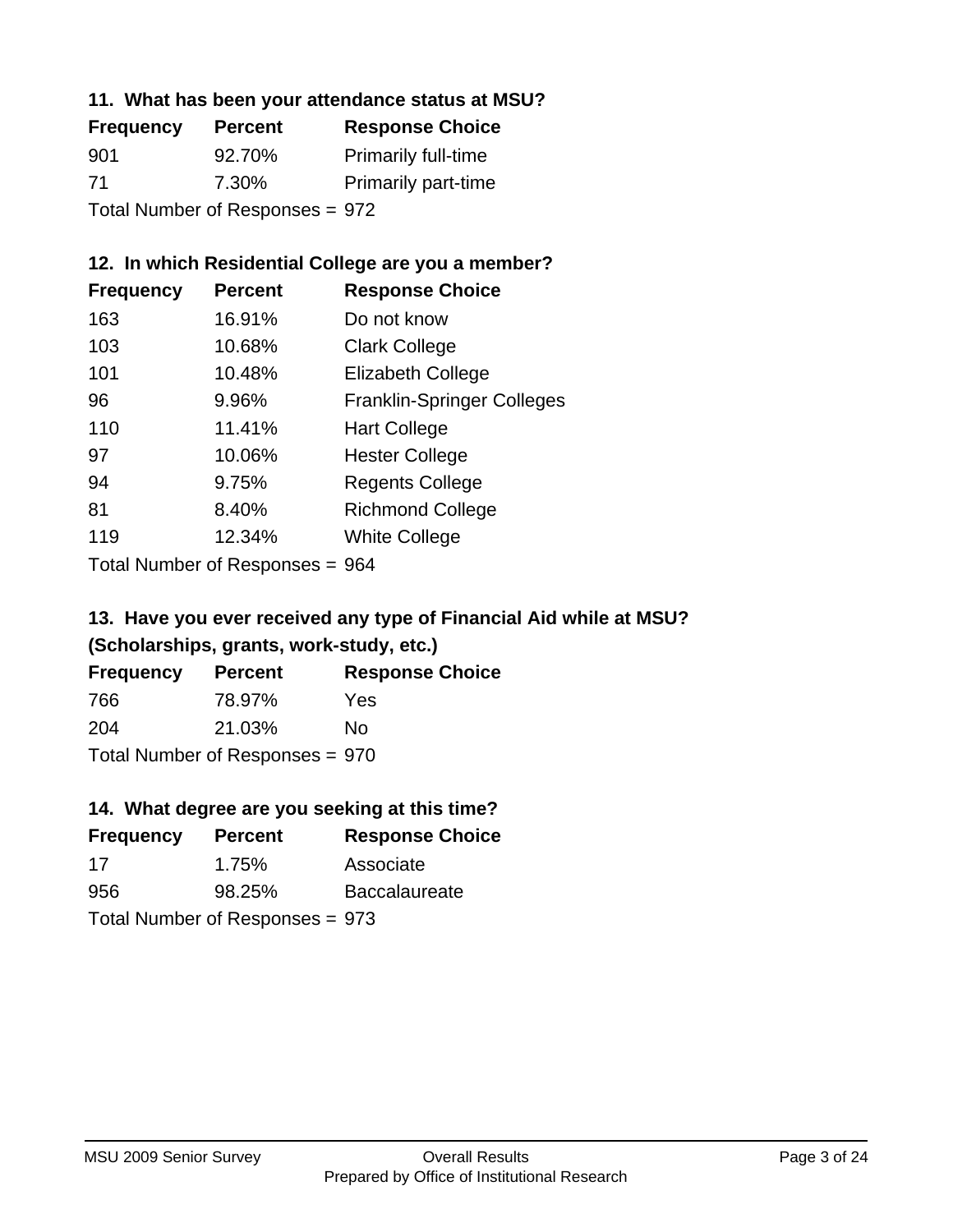### 11. What has been your attendance status at MSU?

| Frequency | Percent | Response Choice |
| --- | --- | --- |
| 901 | 92.70% | Primarily full-time |
| 71 | 7.30% | Primarily part-time |

Total Number of Responses = 972

### 12. In which Residential College are you a member?

| Frequency | Percent | Response Choice |
| --- | --- | --- |
| 163 | 16.91% | Do not know |
| 103 | 10.68% | Clark College |
| 101 | 10.48% | Elizabeth College |
| 96 | 9.96% | Franklin-Springer Colleges |
| 110 | 11.41% | Hart College |
| 97 | 10.06% | Hester College |
| 94 | 9.75% | Regents College |
| 81 | 8.40% | Richmond College |
| 119 | 12.34% | White College |

Total Number of Responses = 964

### 13. Have you ever received any type of Financial Aid while at MSU? (Scholarships, grants, work-study, etc.)

| Frequency | Percent | Response Choice |
| --- | --- | --- |
| 766 | 78.97% | Yes |
| 204 | 21.03% | No |

Total Number of Responses = 970

### 14. What degree are you seeking at this time?

| Frequency | Percent | Response Choice |
| --- | --- | --- |
| 17 | 1.75% | Associate |
| 956 | 98.25% | Baccalaureate |

Total Number of Responses = 973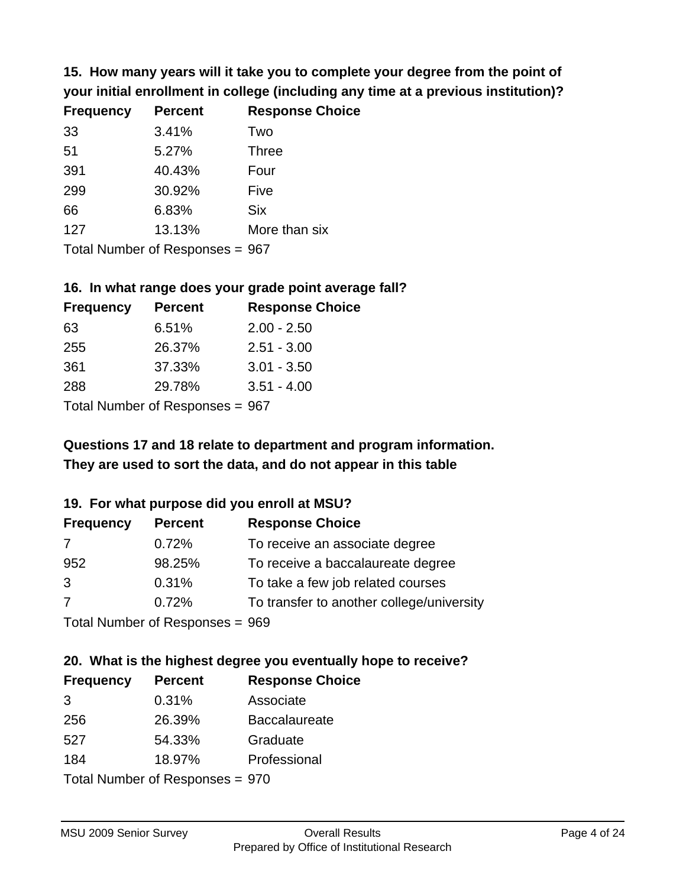**15. How many years will it take you to complete your degree from the point of your initial enrollment in college (including any time at a previous institution)?**

| Frequency | Percent | Response Choice |
|---|---|---|
| 33 | 3.41% | Two |
| 51 | 5.27% | Three |
| 391 | 40.43% | Four |
| 299 | 30.92% | Five |
| 66 | 6.83% | Six |
| 127 | 13.13% | More than six |

Total Number of Responses = 967

**16. In what range does your grade point average fall?**

| Frequency | Percent | Response Choice |
|---|---|---|
| 63 | 6.51% | 2.00 - 2.50 |
| 255 | 26.37% | 2.51 - 3.00 |
| 361 | 37.33% | 3.01 - 3.50 |
| 288 | 29.78% | 3.51 - 4.00 |

Total Number of Responses = 967

**Questions 17 and 18 relate to department and program information. They are used to sort the data, and do not appear in this table**

**19. For what purpose did you enroll at MSU?**

| Frequency | Percent | Response Choice |
|---|---|---|
| 7 | 0.72% | To receive an associate degree |
| 952 | 98.25% | To receive a baccalaureate degree |
| 3 | 0.31% | To take a few job related courses |
| 7 | 0.72% | To transfer to another college/university |

Total Number of Responses = 969

**20. What is the highest degree you eventually hope to receive?**

| Frequency | Percent | Response Choice |
|---|---|---|
| 3 | 0.31% | Associate |
| 256 | 26.39% | Baccalaureate |
| 527 | 54.33% | Graduate |
| 184 | 18.97% | Professional |

Total Number of Responses = 970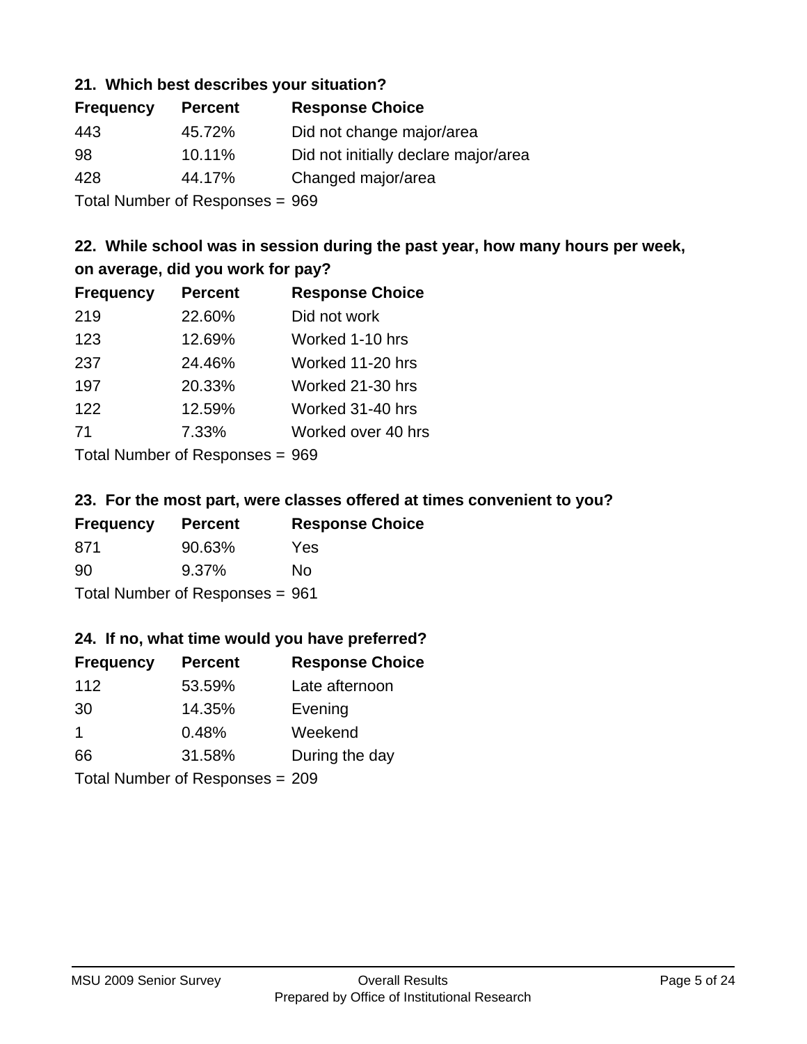### 21. Which best describes your situation?

| Frequency | Percent | Response Choice |
|---|---|---|
| 443 | 45.72% | Did not change major/area |
| 98 | 10.11% | Did not initially declare major/area |
| 428 | 44.17% | Changed major/area |

Total Number of Responses = 969

### 22. While school was in session during the past year, how many hours per week, on average, did you work for pay?

| Frequency | Percent | Response Choice |
|---|---|---|
| 219 | 22.60% | Did not work |
| 123 | 12.69% | Worked 1-10 hrs |
| 237 | 24.46% | Worked 11-20 hrs |
| 197 | 20.33% | Worked 21-30 hrs |
| 122 | 12.59% | Worked 31-40 hrs |
| 71 | 7.33% | Worked over 40 hrs |

Total Number of Responses = 969

### 23. For the most part, were classes offered at times convenient to you?

| Frequency | Percent | Response Choice |
|---|---|---|
| 871 | 90.63% | Yes |
| 90 | 9.37% | No |

Total Number of Responses = 961

### 24. If no, what time would you have preferred?

| Frequency | Percent | Response Choice |
|---|---|---|
| 112 | 53.59% | Late afternoon |
| 30 | 14.35% | Evening |
| 1 | 0.48% | Weekend |
| 66 | 31.58% | During the day |

Total Number of Responses = 209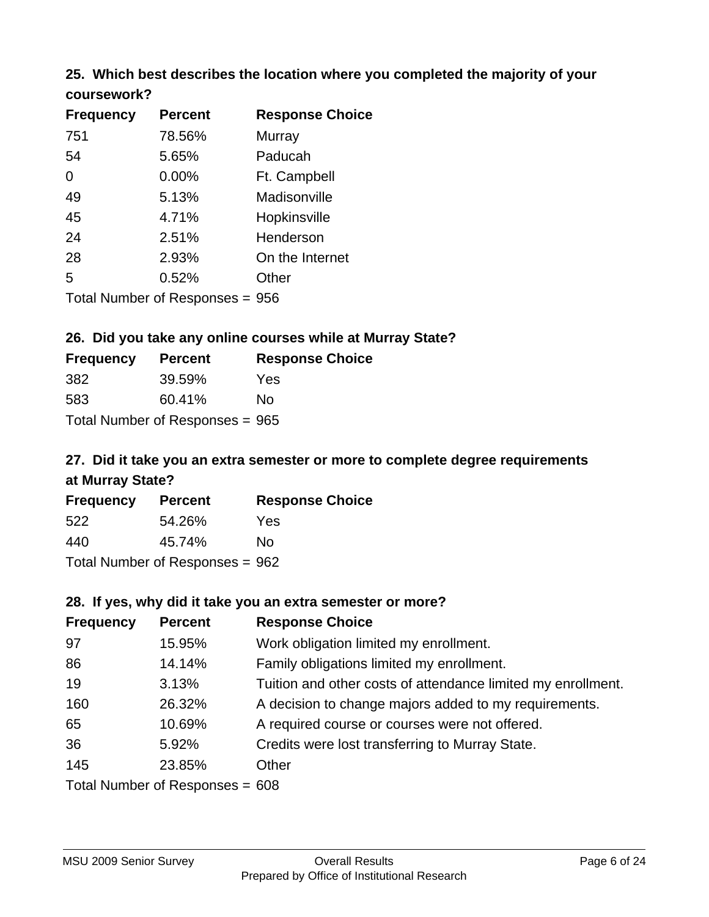### 25. Which best describes the location where you completed the majority of your coursework?

| Frequency | Percent | Response Choice |
|---|---|---|
| 751 | 78.56% | Murray |
| 54 | 5.65% | Paducah |
| 0 | 0.00% | Ft. Campbell |
| 49 | 5.13% | Madisonville |
| 45 | 4.71% | Hopkinsville |
| 24 | 2.51% | Henderson |
| 28 | 2.93% | On the Internet |
| 5 | 0.52% | Other |

Total Number of Responses = 956

### 26. Did you take any online courses while at Murray State?

| Frequency | Percent | Response Choice |
|---|---|---|
| 382 | 39.59% | Yes |
| 583 | 60.41% | No |

Total Number of Responses = 965

### 27. Did it take you an extra semester or more to complete degree requirements at Murray State?

| Frequency | Percent | Response Choice |
|---|---|---|
| 522 | 54.26% | Yes |
| 440 | 45.74% | No |

Total Number of Responses = 962

### 28. If yes, why did it take you an extra semester or more?

| Frequency | Percent | Response Choice |
|---|---|---|
| 97 | 15.95% | Work obligation limited my enrollment. |
| 86 | 14.14% | Family obligations limited my enrollment. |
| 19 | 3.13% | Tuition and other costs of attendance limited my enrollment. |
| 160 | 26.32% | A decision to change majors added to my requirements. |
| 65 | 10.69% | A required course or courses were not offered. |
| 36 | 5.92% | Credits were lost transferring to Murray State. |
| 145 | 23.85% | Other |

Total Number of Responses = 608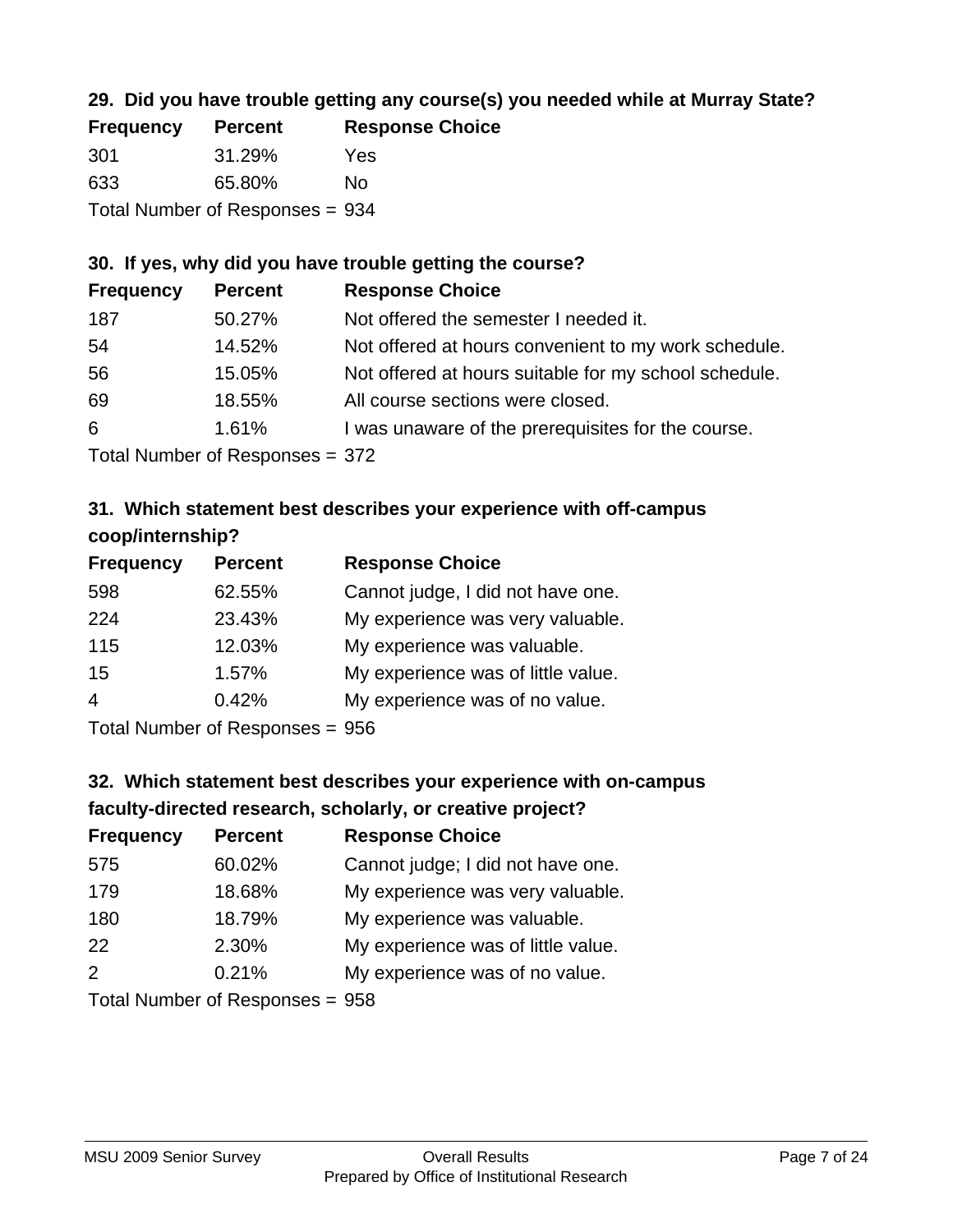### 29. Did you have trouble getting any course(s) you needed while at Murray State?

| Frequency | Percent | Response Choice |
|---|---|---|
| 301 | 31.29% | Yes |
| 633 | 65.80% | No |

Total Number of Responses = 934

### 30. If yes, why did you have trouble getting the course?

| Frequency | Percent | Response Choice |
|---|---|---|
| 187 | 50.27% | Not offered the semester I needed it. |
| 54 | 14.52% | Not offered at hours convenient to my work schedule. |
| 56 | 15.05% | Not offered at hours suitable for my school schedule. |
| 69 | 18.55% | All course sections were closed. |
| 6 | 1.61% | I was unaware of the prerequisites for the course. |

Total Number of Responses = 372

### 31. Which statement best describes your experience with off-campus coop/internship?

| Frequency | Percent | Response Choice |
|---|---|---|
| 598 | 62.55% | Cannot judge, I did not have one. |
| 224 | 23.43% | My experience was very valuable. |
| 115 | 12.03% | My experience was valuable. |
| 15 | 1.57% | My experience was of little value. |
| 4 | 0.42% | My experience was of no value. |

Total Number of Responses = 956

### 32. Which statement best describes your experience with on-campus faculty-directed research, scholarly, or creative project?

| Frequency | Percent | Response Choice |
|---|---|---|
| 575 | 60.02% | Cannot judge; I did not have one. |
| 179 | 18.68% | My experience was very valuable. |
| 180 | 18.79% | My experience was valuable. |
| 22 | 2.30% | My experience was of little value. |
| 2 | 0.21% | My experience was of no value. |

Total Number of Responses = 958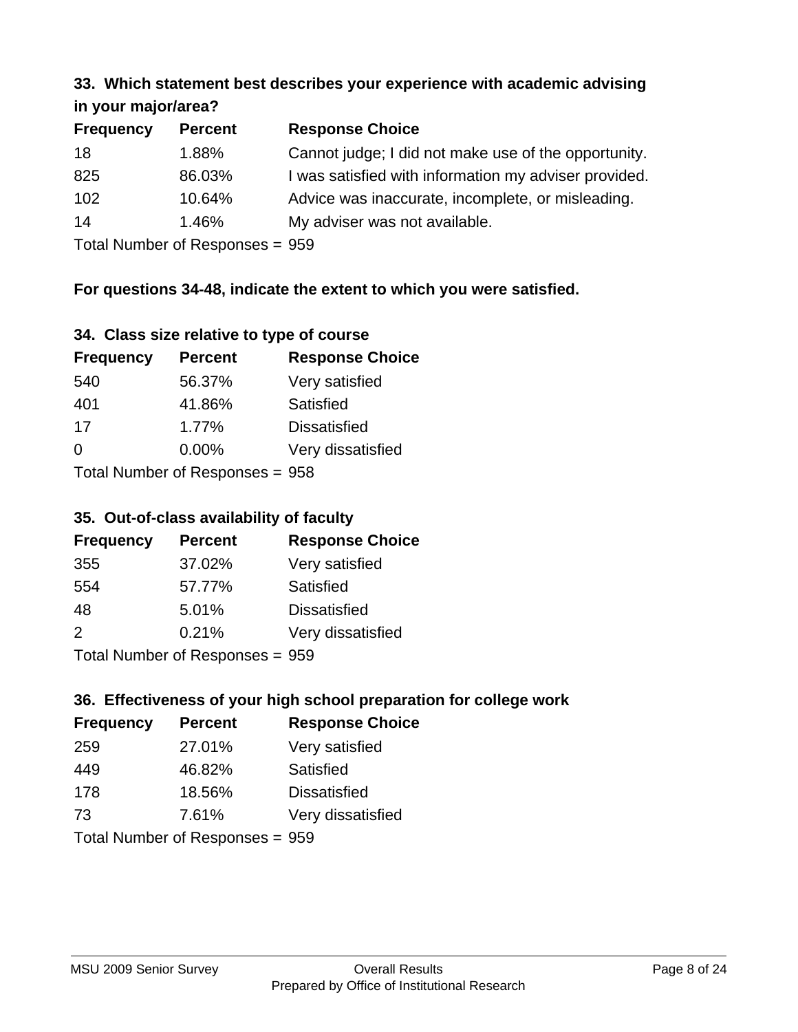### 33. Which statement best describes your experience with academic advising in your major/area?

| Frequency | Percent | Response Choice |
|---|---|---|
| 18 | 1.88% | Cannot judge; I did not make use of the opportunity. |
| 825 | 86.03% | I was satisfied with information my adviser provided. |
| 102 | 10.64% | Advice was inaccurate, incomplete, or misleading. |
| 14 | 1.46% | My adviser was not available. |

Total Number of Responses = 959

**For questions 34-48, indicate the extent to which you were satisfied.**

### 34. Class size relative to type of course

| Frequency | Percent | Response Choice |
|---|---|---|
| 540 | 56.37% | Very satisfied |
| 401 | 41.86% | Satisfied |
| 17 | 1.77% | Dissatisfied |
| 0 | 0.00% | Very dissatisfied |

Total Number of Responses = 958

### 35. Out-of-class availability of faculty

| Frequency | Percent | Response Choice |
|---|---|---|
| 355 | 37.02% | Very satisfied |
| 554 | 57.77% | Satisfied |
| 48 | 5.01% | Dissatisfied |
| 2 | 0.21% | Very dissatisfied |

Total Number of Responses = 959

### 36. Effectiveness of your high school preparation for college work

| Frequency | Percent | Response Choice |
|---|---|---|
| 259 | 27.01% | Very satisfied |
| 449 | 46.82% | Satisfied |
| 178 | 18.56% | Dissatisfied |
| 73 | 7.61% | Very dissatisfied |

Total Number of Responses = 959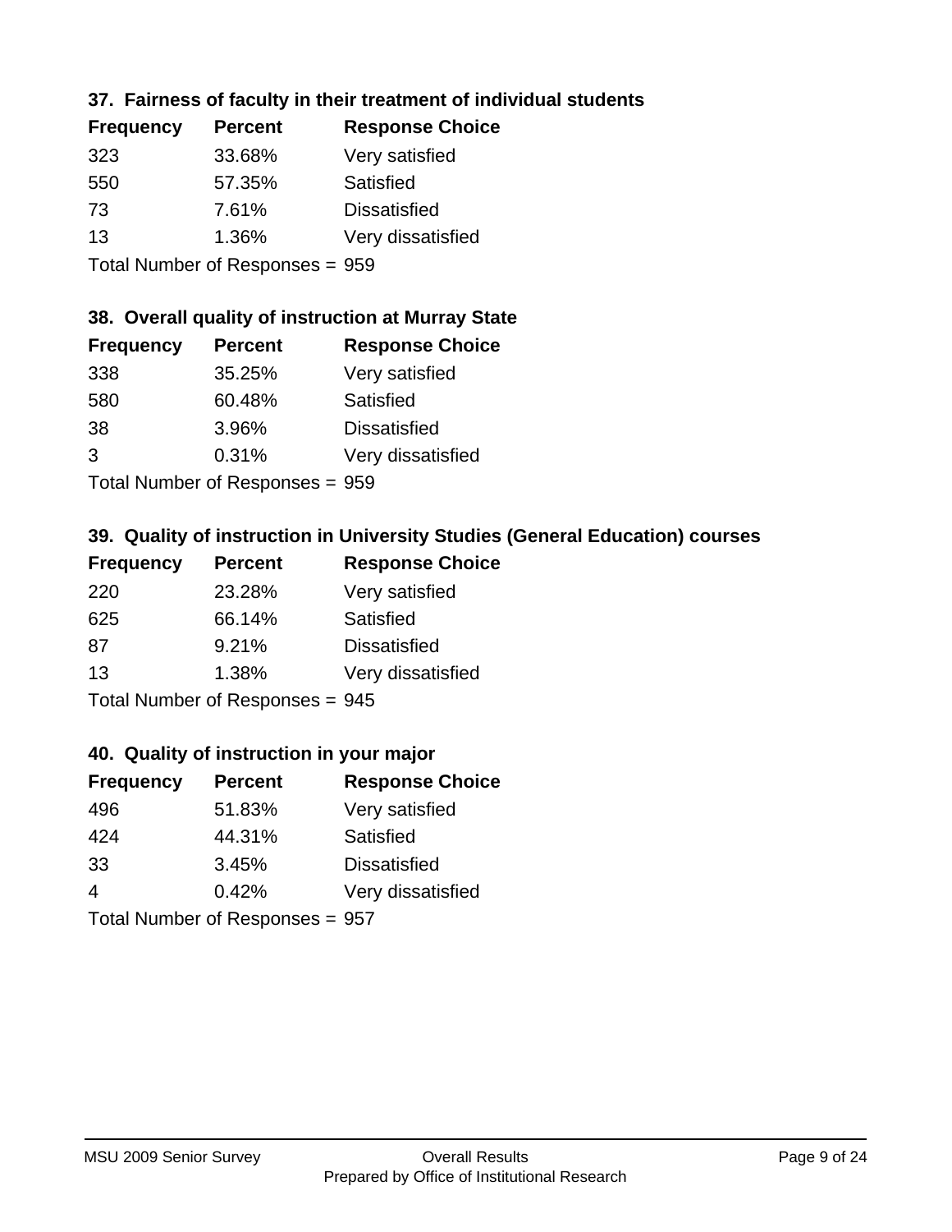### 37. Fairness of faculty in their treatment of individual students

| Frequency | Percent | Response Choice |
|---|---|---|
| 323 | 33.68% | Very satisfied |
| 550 | 57.35% | Satisfied |
| 73 | 7.61% | Dissatisfied |
| 13 | 1.36% | Very dissatisfied |

Total Number of Responses = 959

### 38. Overall quality of instruction at Murray State

| Frequency | Percent | Response Choice |
|---|---|---|
| 338 | 35.25% | Very satisfied |
| 580 | 60.48% | Satisfied |
| 38 | 3.96% | Dissatisfied |
| 3 | 0.31% | Very dissatisfied |

Total Number of Responses = 959

### 39. Quality of instruction in University Studies (General Education) courses

| Frequency | Percent | Response Choice |
|---|---|---|
| 220 | 23.28% | Very satisfied |
| 625 | 66.14% | Satisfied |
| 87 | 9.21% | Dissatisfied |
| 13 | 1.38% | Very dissatisfied |

Total Number of Responses = 945

### 40. Quality of instruction in your major

| Frequency | Percent | Response Choice |
|---|---|---|
| 496 | 51.83% | Very satisfied |
| 424 | 44.31% | Satisfied |
| 33 | 3.45% | Dissatisfied |
| 4 | 0.42% | Very dissatisfied |

Total Number of Responses = 957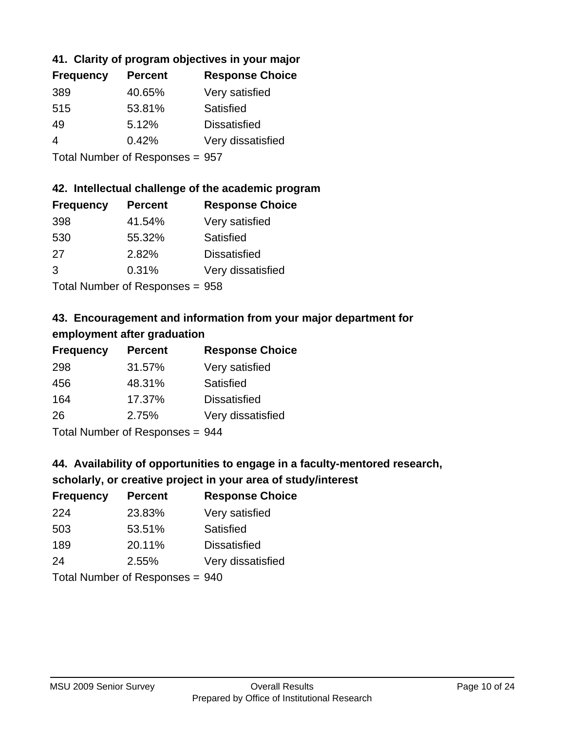### 41. Clarity of program objectives in your major

| Frequency | Percent | Response Choice |
|---|---|---|
| 389 | 40.65% | Very satisfied |
| 515 | 53.81% | Satisfied |
| 49 | 5.12% | Dissatisfied |
| 4 | 0.42% | Very dissatisfied |

Total Number of Responses = 957

### 42. Intellectual challenge of the academic program

| Frequency | Percent | Response Choice |
|---|---|---|
| 398 | 41.54% | Very satisfied |
| 530 | 55.32% | Satisfied |
| 27 | 2.82% | Dissatisfied |
| 3 | 0.31% | Very dissatisfied |

Total Number of Responses = 958

### 43. Encouragement and information from your major department for employment after graduation

| Frequency | Percent | Response Choice |
|---|---|---|
| 298 | 31.57% | Very satisfied |
| 456 | 48.31% | Satisfied |
| 164 | 17.37% | Dissatisfied |
| 26 | 2.75% | Very dissatisfied |

Total Number of Responses = 944

### 44. Availability of opportunities to engage in a faculty-mentored research, scholarly, or creative project in your area of study/interest

| Frequency | Percent | Response Choice |
|---|---|---|
| 224 | 23.83% | Very satisfied |
| 503 | 53.51% | Satisfied |
| 189 | 20.11% | Dissatisfied |
| 24 | 2.55% | Very dissatisfied |

Total Number of Responses = 940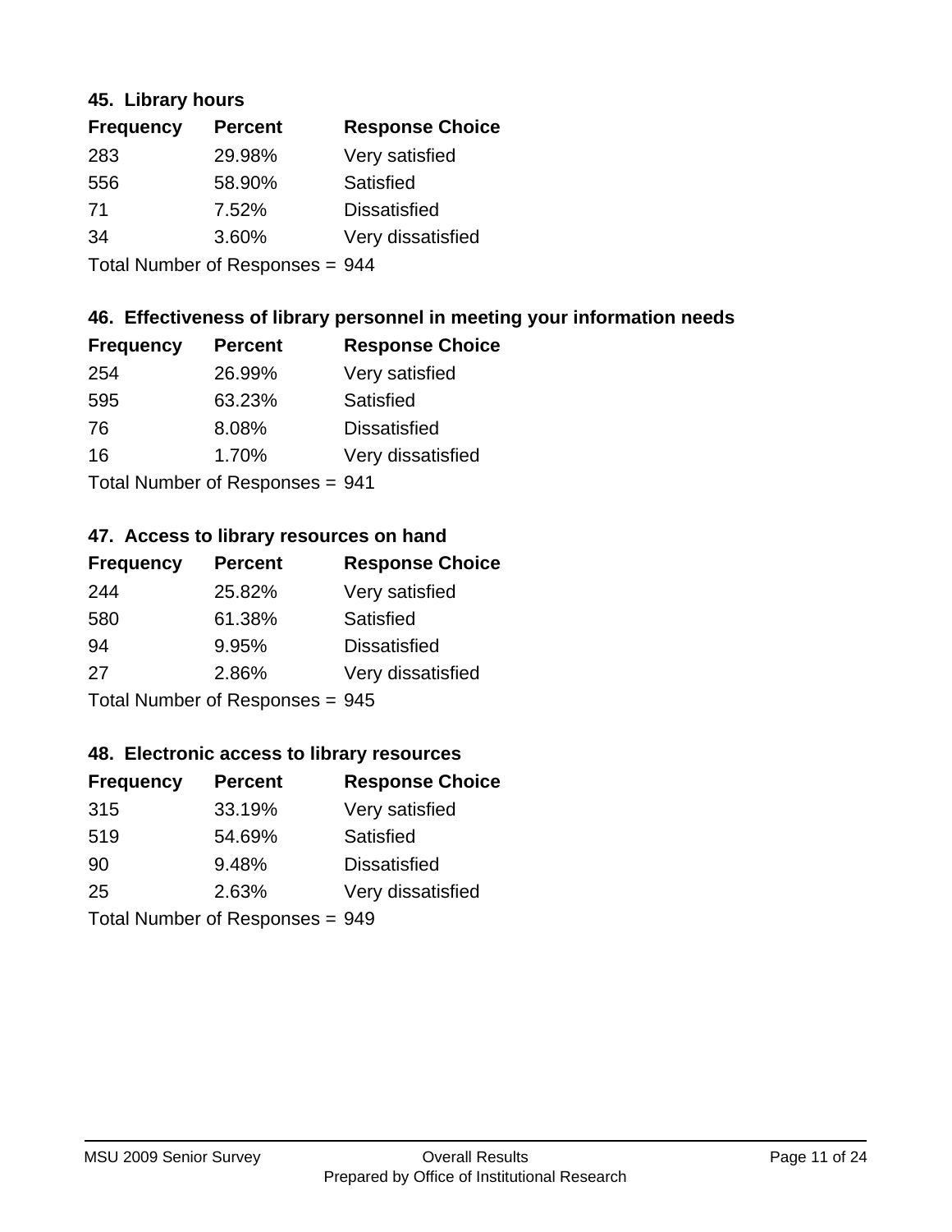### 45. Library hours

| Frequency | Percent | Response Choice |
|---|---|---|
| 283 | 29.98% | Very satisfied |
| 556 | 58.90% | Satisfied |
| 71 | 7.52% | Dissatisfied |
| 34 | 3.60% | Very dissatisfied |

Total Number of Responses = 944

### 46. Effectiveness of library personnel in meeting your information needs

| Frequency | Percent | Response Choice |
|---|---|---|
| 254 | 26.99% | Very satisfied |
| 595 | 63.23% | Satisfied |
| 76 | 8.08% | Dissatisfied |
| 16 | 1.70% | Very dissatisfied |

Total Number of Responses = 941

### 47. Access to library resources on hand

| Frequency | Percent | Response Choice |
|---|---|---|
| 244 | 25.82% | Very satisfied |
| 580 | 61.38% | Satisfied |
| 94 | 9.95% | Dissatisfied |
| 27 | 2.86% | Very dissatisfied |

Total Number of Responses = 945

### 48. Electronic access to library resources

| Frequency | Percent | Response Choice |
|---|---|---|
| 315 | 33.19% | Very satisfied |
| 519 | 54.69% | Satisfied |
| 90 | 9.48% | Dissatisfied |
| 25 | 2.63% | Very dissatisfied |

Total Number of Responses = 949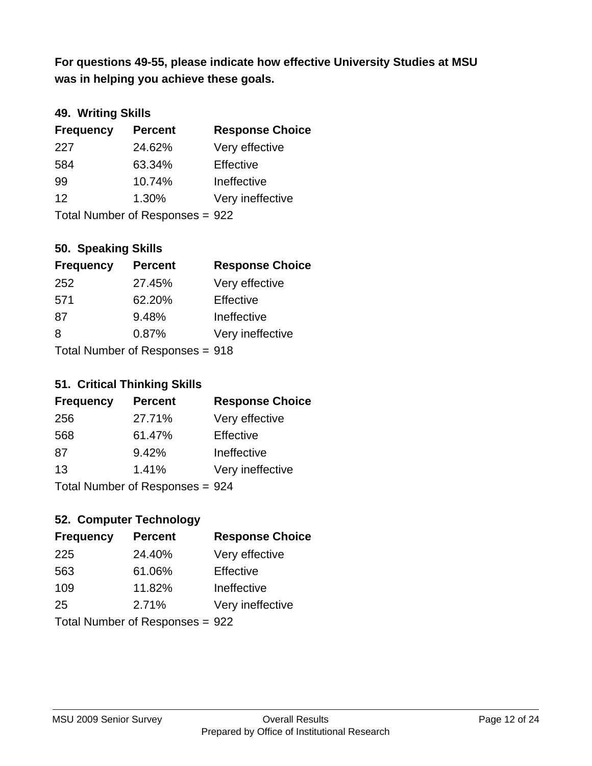**For questions 49-55, please indicate how effective University Studies at MSU was in helping you achieve these goals.**

### 49. Writing Skills

| Frequency | Percent | Response Choice |
|---|---|---|
| 227 | 24.62% | Very effective |
| 584 | 63.34% | Effective |
| 99 | 10.74% | Ineffective |
| 12 | 1.30% | Very ineffective |

Total Number of Responses = 922

### 50. Speaking Skills

| Frequency | Percent | Response Choice |
|---|---|---|
| 252 | 27.45% | Very effective |
| 571 | 62.20% | Effective |
| 87 | 9.48% | Ineffective |
| 8 | 0.87% | Very ineffective |

Total Number of Responses = 918

### 51. Critical Thinking Skills

| Frequency | Percent | Response Choice |
|---|---|---|
| 256 | 27.71% | Very effective |
| 568 | 61.47% | Effective |
| 87 | 9.42% | Ineffective |
| 13 | 1.41% | Very ineffective |

Total Number of Responses = 924

### 52. Computer Technology

| Frequency | Percent | Response Choice |
|---|---|---|
| 225 | 24.40% | Very effective |
| 563 | 61.06% | Effective |
| 109 | 11.82% | Ineffective |
| 25 | 2.71% | Very ineffective |

Total Number of Responses = 922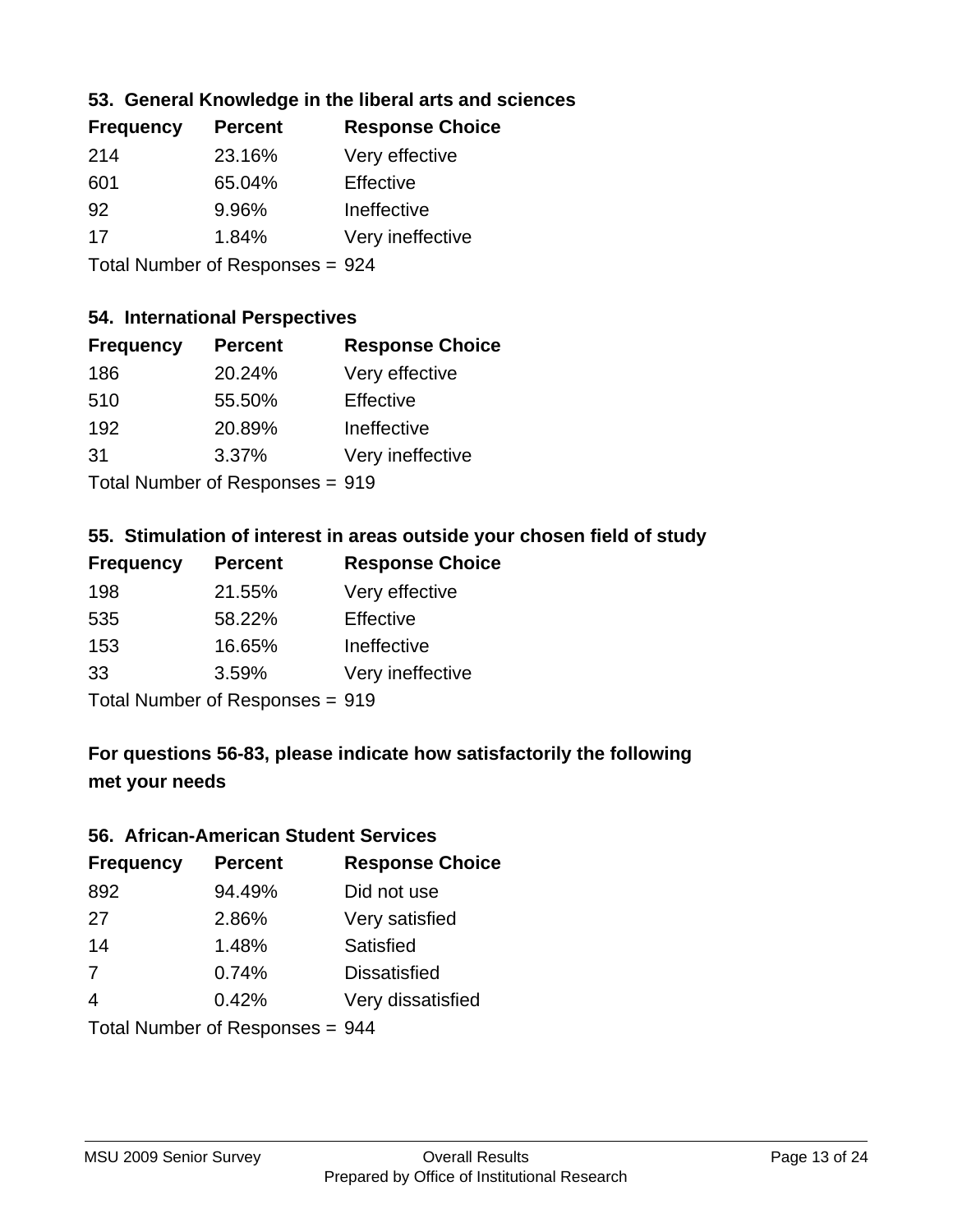### 53. General Knowledge in the liberal arts and sciences

| Frequency | Percent | Response Choice |
| --- | --- | --- |
| 214 | 23.16% | Very effective |
| 601 | 65.04% | Effective |
| 92 | 9.96% | Ineffective |
| 17 | 1.84% | Very ineffective |

Total Number of Responses = 924

### 54. International Perspectives

| Frequency | Percent | Response Choice |
| --- | --- | --- |
| 186 | 20.24% | Very effective |
| 510 | 55.50% | Effective |
| 192 | 20.89% | Ineffective |
| 31 | 3.37% | Very ineffective |

Total Number of Responses = 919

### 55. Stimulation of interest in areas outside your chosen field of study

| Frequency | Percent | Response Choice |
| --- | --- | --- |
| 198 | 21.55% | Very effective |
| 535 | 58.22% | Effective |
| 153 | 16.65% | Ineffective |
| 33 | 3.59% | Very ineffective |

Total Number of Responses = 919

## For questions 56-83, please indicate how satisfactorily the following met your needs

### 56. African-American Student Services

| Frequency | Percent | Response Choice |
| --- | --- | --- |
| 892 | 94.49% | Did not use |
| 27 | 2.86% | Very satisfied |
| 14 | 1.48% | Satisfied |
| 7 | 0.74% | Dissatisfied |
| 4 | 0.42% | Very dissatisfied |

Total Number of Responses = 944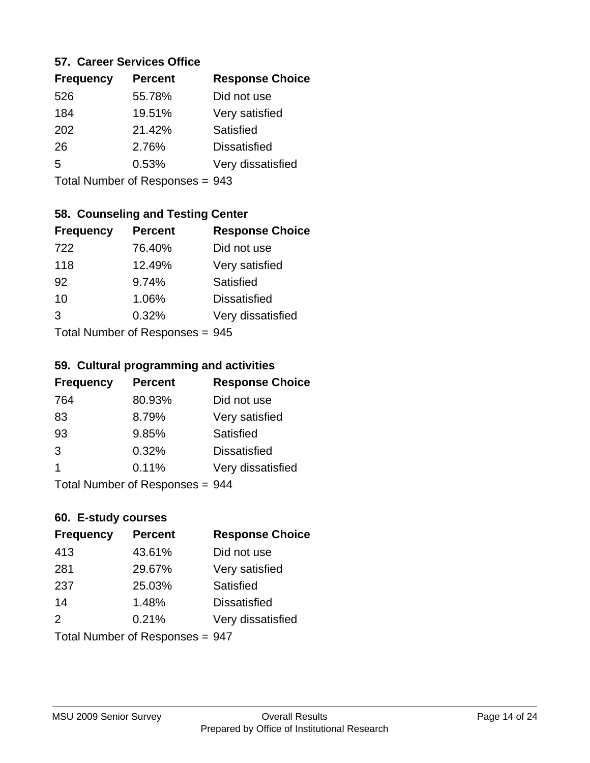### 57. Career Services Office

| Frequency | Percent | Response Choice |
|---|---|---|
| 526 | 55.78% | Did not use |
| 184 | 19.51% | Very satisfied |
| 202 | 21.42% | Satisfied |
| 26 | 2.76% | Dissatisfied |
| 5 | 0.53% | Very dissatisfied |

Total Number of Responses = 943

### 58. Counseling and Testing Center

| Frequency | Percent | Response Choice |
|---|---|---|
| 722 | 76.40% | Did not use |
| 118 | 12.49% | Very satisfied |
| 92 | 9.74% | Satisfied |
| 10 | 1.06% | Dissatisfied |
| 3 | 0.32% | Very dissatisfied |

Total Number of Responses = 945

### 59. Cultural programming and activities

| Frequency | Percent | Response Choice |
|---|---|---|
| 764 | 80.93% | Did not use |
| 83 | 8.79% | Very satisfied |
| 93 | 9.85% | Satisfied |
| 3 | 0.32% | Dissatisfied |
| 1 | 0.11% | Very dissatisfied |

Total Number of Responses = 944

### 60. E-study courses

| Frequency | Percent | Response Choice |
|---|---|---|
| 413 | 43.61% | Did not use |
| 281 | 29.67% | Very satisfied |
| 237 | 25.03% | Satisfied |
| 14 | 1.48% | Dissatisfied |
| 2 | 0.21% | Very dissatisfied |

Total Number of Responses = 947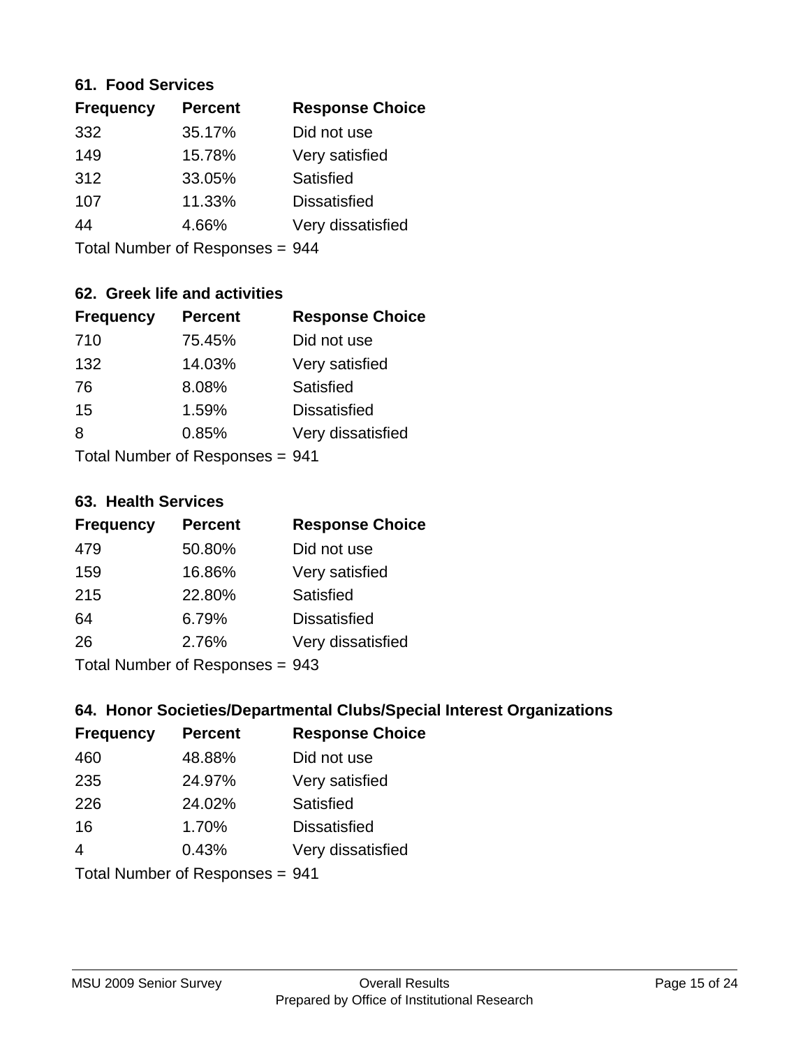### 61. Food Services

| Frequency | Percent | Response Choice |
|---|---|---|
| 332 | 35.17% | Did not use |
| 149 | 15.78% | Very satisfied |
| 312 | 33.05% | Satisfied |
| 107 | 11.33% | Dissatisfied |
| 44 | 4.66% | Very dissatisfied |

Total Number of Responses = 944

### 62. Greek life and activities

| Frequency | Percent | Response Choice |
|---|---|---|
| 710 | 75.45% | Did not use |
| 132 | 14.03% | Very satisfied |
| 76 | 8.08% | Satisfied |
| 15 | 1.59% | Dissatisfied |
| 8 | 0.85% | Very dissatisfied |

Total Number of Responses = 941

### 63. Health Services

| Frequency | Percent | Response Choice |
|---|---|---|
| 479 | 50.80% | Did not use |
| 159 | 16.86% | Very satisfied |
| 215 | 22.80% | Satisfied |
| 64 | 6.79% | Dissatisfied |
| 26 | 2.76% | Very dissatisfied |

Total Number of Responses = 943

### 64. Honor Societies/Departmental Clubs/Special Interest Organizations

| Frequency | Percent | Response Choice |
|---|---|---|
| 460 | 48.88% | Did not use |
| 235 | 24.97% | Very satisfied |
| 226 | 24.02% | Satisfied |
| 16 | 1.70% | Dissatisfied |
| 4 | 0.43% | Very dissatisfied |

Total Number of Responses = 941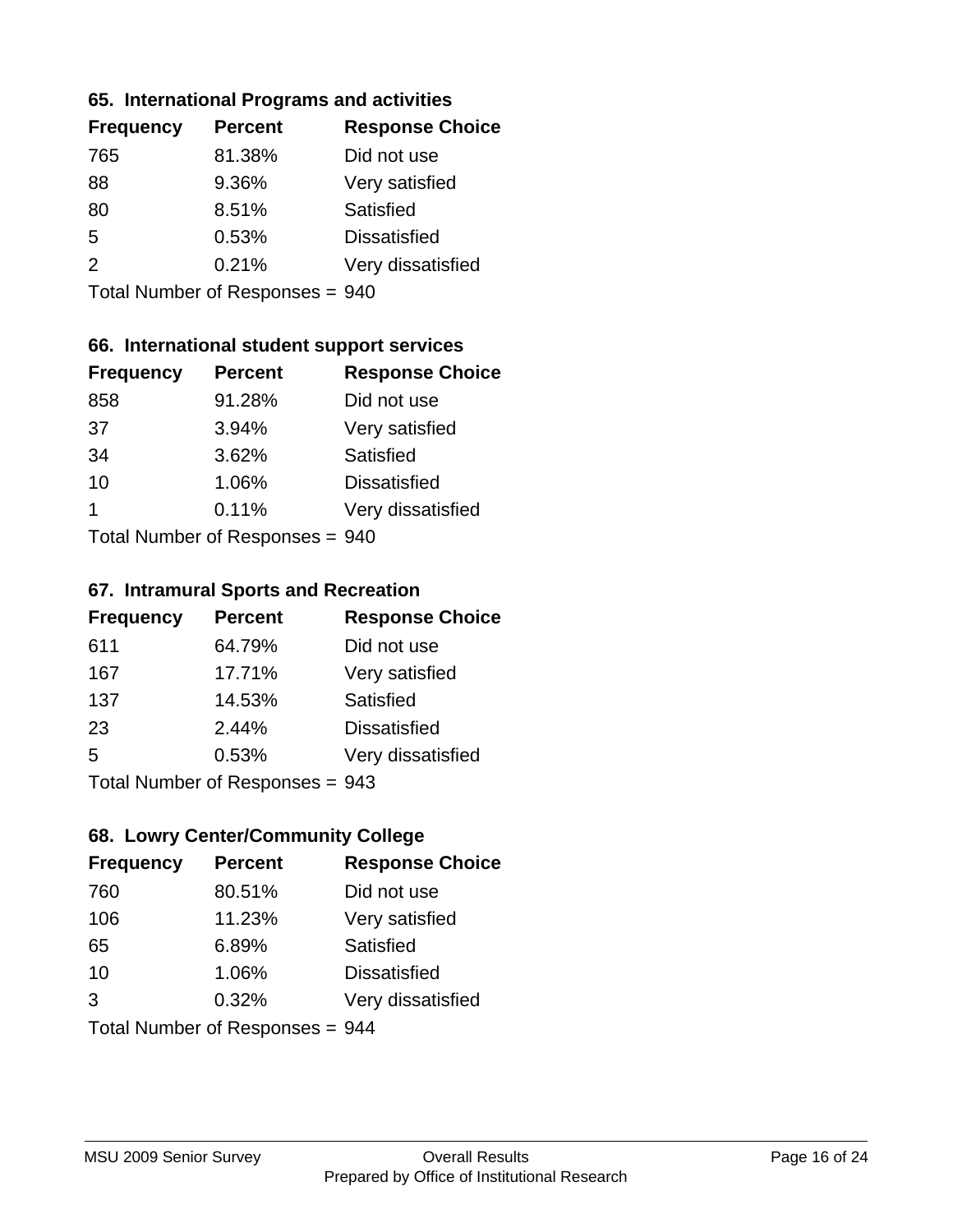### 65. International Programs and activities

| Frequency | Percent | Response Choice |
|---|---|---|
| 765 | 81.38% | Did not use |
| 88 | 9.36% | Very satisfied |
| 80 | 8.51% | Satisfied |
| 5 | 0.53% | Dissatisfied |
| 2 | 0.21% | Very dissatisfied |

Total Number of Responses = 940

### 66. International student support services

| Frequency | Percent | Response Choice |
|---|---|---|
| 858 | 91.28% | Did not use |
| 37 | 3.94% | Very satisfied |
| 34 | 3.62% | Satisfied |
| 10 | 1.06% | Dissatisfied |
| 1 | 0.11% | Very dissatisfied |

Total Number of Responses = 940

### 67. Intramural Sports and Recreation

| Frequency | Percent | Response Choice |
|---|---|---|
| 611 | 64.79% | Did not use |
| 167 | 17.71% | Very satisfied |
| 137 | 14.53% | Satisfied |
| 23 | 2.44% | Dissatisfied |
| 5 | 0.53% | Very dissatisfied |

Total Number of Responses = 943

### 68. Lowry Center/Community College

| Frequency | Percent | Response Choice |
|---|---|---|
| 760 | 80.51% | Did not use |
| 106 | 11.23% | Very satisfied |
| 65 | 6.89% | Satisfied |
| 10 | 1.06% | Dissatisfied |
| 3 | 0.32% | Very dissatisfied |

Total Number of Responses = 944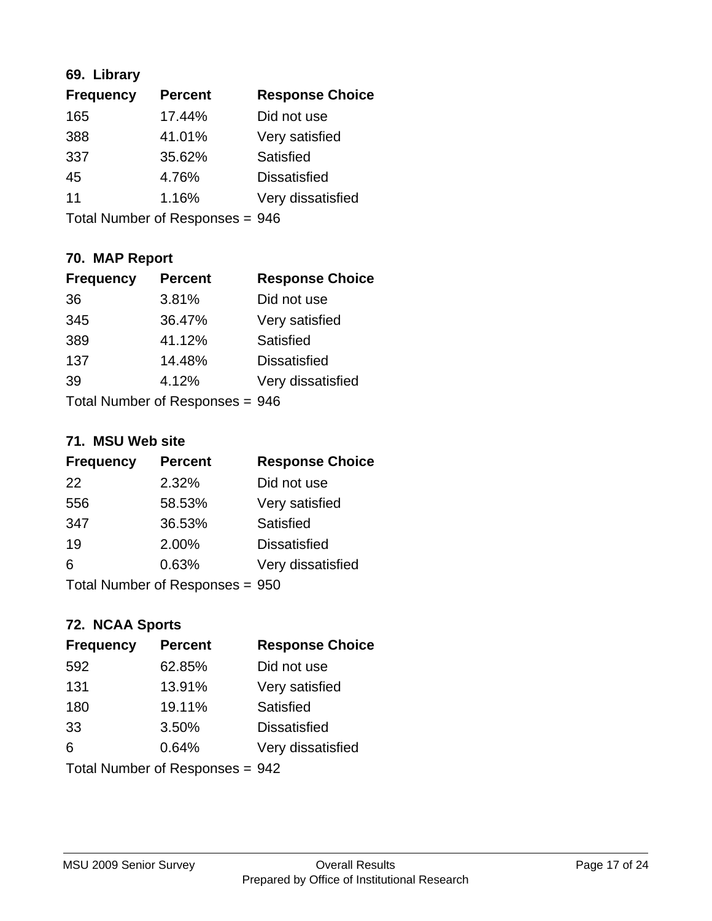### 69. Library

| Frequency | Percent | Response Choice |
|---|---|---|
| 165 | 17.44% | Did not use |
| 388 | 41.01% | Very satisfied |
| 337 | 35.62% | Satisfied |
| 45 | 4.76% | Dissatisfied |
| 11 | 1.16% | Very dissatisfied |

Total Number of Responses = 946

### 70. MAP Report

| Frequency | Percent | Response Choice |
|---|---|---|
| 36 | 3.81% | Did not use |
| 345 | 36.47% | Very satisfied |
| 389 | 41.12% | Satisfied |
| 137 | 14.48% | Dissatisfied |
| 39 | 4.12% | Very dissatisfied |

Total Number of Responses = 946

### 71. MSU Web site

| Frequency | Percent | Response Choice |
|---|---|---|
| 22 | 2.32% | Did not use |
| 556 | 58.53% | Very satisfied |
| 347 | 36.53% | Satisfied |
| 19 | 2.00% | Dissatisfied |
| 6 | 0.63% | Very dissatisfied |

Total Number of Responses = 950

### 72. NCAA Sports

| Frequency | Percent | Response Choice |
|---|---|---|
| 592 | 62.85% | Did not use |
| 131 | 13.91% | Very satisfied |
| 180 | 19.11% | Satisfied |
| 33 | 3.50% | Dissatisfied |
| 6 | 0.64% | Very dissatisfied |

Total Number of Responses = 942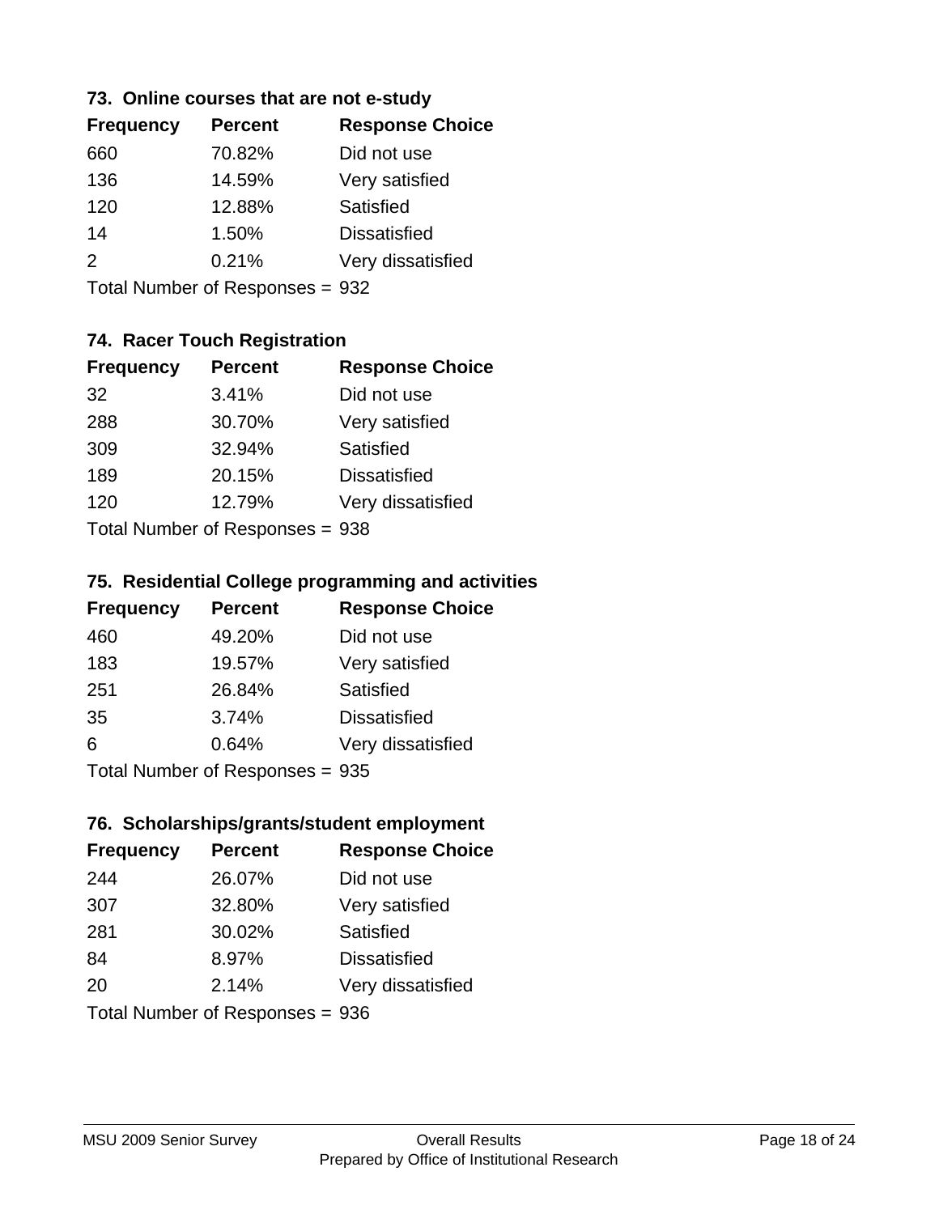### 73. Online courses that are not e-study

| Frequency | Percent | Response Choice |
|---|---|---|
| 660 | 70.82% | Did not use |
| 136 | 14.59% | Very satisfied |
| 120 | 12.88% | Satisfied |
| 14 | 1.50% | Dissatisfied |
| 2 | 0.21% | Very dissatisfied |

Total Number of Responses = 932

### 74. Racer Touch Registration

| Frequency | Percent | Response Choice |
|---|---|---|
| 32 | 3.41% | Did not use |
| 288 | 30.70% | Very satisfied |
| 309 | 32.94% | Satisfied |
| 189 | 20.15% | Dissatisfied |
| 120 | 12.79% | Very dissatisfied |

Total Number of Responses = 938

### 75. Residential College programming and activities

| Frequency | Percent | Response Choice |
|---|---|---|
| 460 | 49.20% | Did not use |
| 183 | 19.57% | Very satisfied |
| 251 | 26.84% | Satisfied |
| 35 | 3.74% | Dissatisfied |
| 6 | 0.64% | Very dissatisfied |

Total Number of Responses = 935

### 76. Scholarships/grants/student employment

| Frequency | Percent | Response Choice |
|---|---|---|
| 244 | 26.07% | Did not use |
| 307 | 32.80% | Very satisfied |
| 281 | 30.02% | Satisfied |
| 84 | 8.97% | Dissatisfied |
| 20 | 2.14% | Very dissatisfied |

Total Number of Responses = 936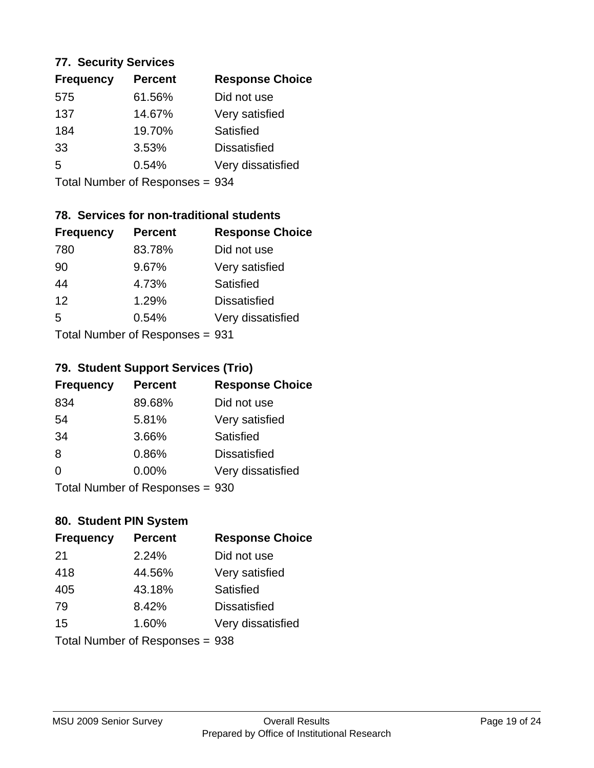### 77. Security Services

| Frequency | Percent | Response Choice |
|---|---|---|
| 575 | 61.56% | Did not use |
| 137 | 14.67% | Very satisfied |
| 184 | 19.70% | Satisfied |
| 33 | 3.53% | Dissatisfied |
| 5 | 0.54% | Very dissatisfied |

Total Number of Responses = 934

### 78. Services for non-traditional students

| Frequency | Percent | Response Choice |
|---|---|---|
| 780 | 83.78% | Did not use |
| 90 | 9.67% | Very satisfied |
| 44 | 4.73% | Satisfied |
| 12 | 1.29% | Dissatisfied |
| 5 | 0.54% | Very dissatisfied |

Total Number of Responses = 931

### 79. Student Support Services (Trio)

| Frequency | Percent | Response Choice |
|---|---|---|
| 834 | 89.68% | Did not use |
| 54 | 5.81% | Very satisfied |
| 34 | 3.66% | Satisfied |
| 8 | 0.86% | Dissatisfied |
| 0 | 0.00% | Very dissatisfied |

Total Number of Responses = 930

### 80. Student PIN System

| Frequency | Percent | Response Choice |
|---|---|---|
| 21 | 2.24% | Did not use |
| 418 | 44.56% | Very satisfied |
| 405 | 43.18% | Satisfied |
| 79 | 8.42% | Dissatisfied |
| 15 | 1.60% | Very dissatisfied |

Total Number of Responses = 938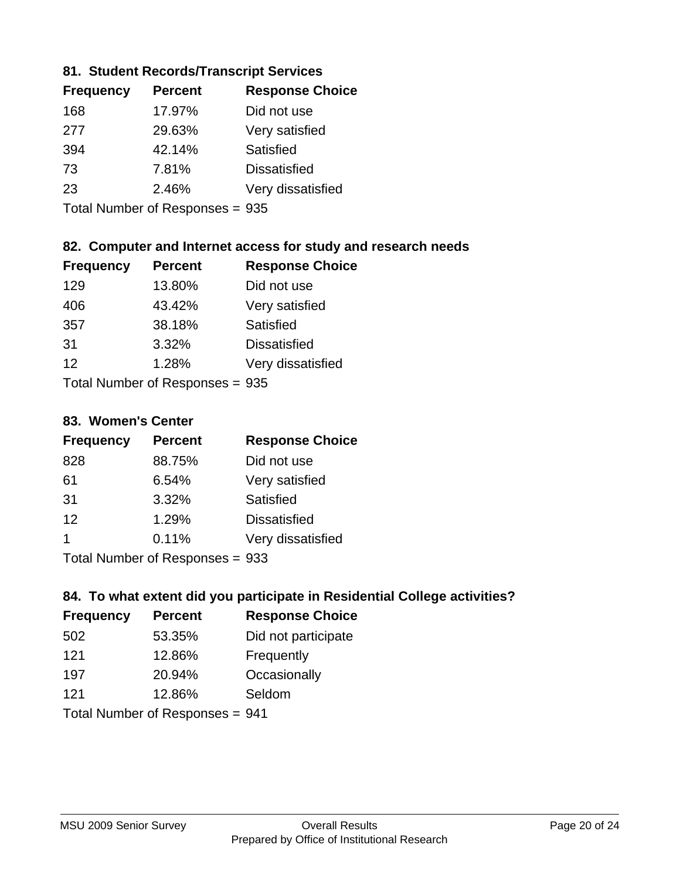### 81. Student Records/Transcript Services

| Frequency | Percent | Response Choice |
|---|---|---|
| 168 | 17.97% | Did not use |
| 277 | 29.63% | Very satisfied |
| 394 | 42.14% | Satisfied |
| 73 | 7.81% | Dissatisfied |
| 23 | 2.46% | Very dissatisfied |

Total Number of Responses = 935

### 82. Computer and Internet access for study and research needs

| Frequency | Percent | Response Choice |
|---|---|---|
| 129 | 13.80% | Did not use |
| 406 | 43.42% | Very satisfied |
| 357 | 38.18% | Satisfied |
| 31 | 3.32% | Dissatisfied |
| 12 | 1.28% | Very dissatisfied |

Total Number of Responses = 935

### 83. Women's Center

| Frequency | Percent | Response Choice |
|---|---|---|
| 828 | 88.75% | Did not use |
| 61 | 6.54% | Very satisfied |
| 31 | 3.32% | Satisfied |
| 12 | 1.29% | Dissatisfied |
| 1 | 0.11% | Very dissatisfied |

Total Number of Responses = 933

### 84. To what extent did you participate in Residential College activities?

| Frequency | Percent | Response Choice |
|---|---|---|
| 502 | 53.35% | Did not participate |
| 121 | 12.86% | Frequently |
| 197 | 20.94% | Occasionally |
| 121 | 12.86% | Seldom |

Total Number of Responses = 941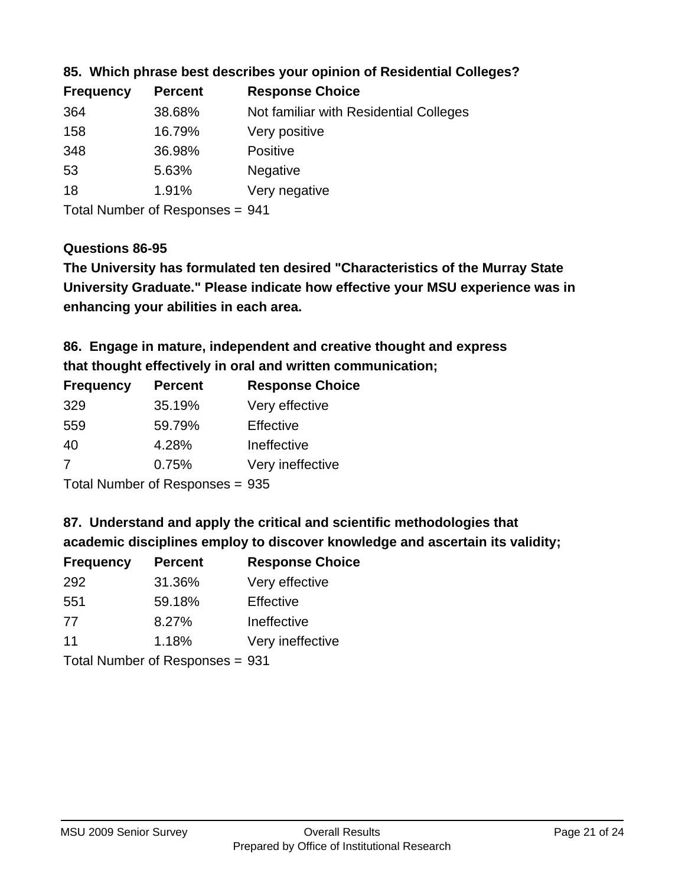**85. Which phrase best describes your opinion of Residential Colleges?**

| Frequency | Percent | Response Choice |
|---|---|---|
| 364 | 38.68% | Not familiar with Residential Colleges |
| 158 | 16.79% | Very positive |
| 348 | 36.98% | Positive |
| 53 | 5.63% | Negative |
| 18 | 1.91% | Very negative |

Total Number of Responses = 941

**Questions 86-95**

**The University has formulated ten desired "Characteristics of the Murray State University Graduate." Please indicate how effective your MSU experience was in enhancing your abilities in each area.**

**86. Engage in mature, independent and creative thought and express that thought effectively in oral and written communication;**

| Frequency | Percent | Response Choice |
|---|---|---|
| 329 | 35.19% | Very effective |
| 559 | 59.79% | Effective |
| 40 | 4.28% | Ineffective |
| 7 | 0.75% | Very ineffective |

Total Number of Responses = 935

**87. Understand and apply the critical and scientific methodologies that academic disciplines employ to discover knowledge and ascertain its validity;**

| Frequency | Percent | Response Choice |
|---|---|---|
| 292 | 31.36% | Very effective |
| 551 | 59.18% | Effective |
| 77 | 8.27% | Ineffective |
| 11 | 1.18% | Very ineffective |

Total Number of Responses = 931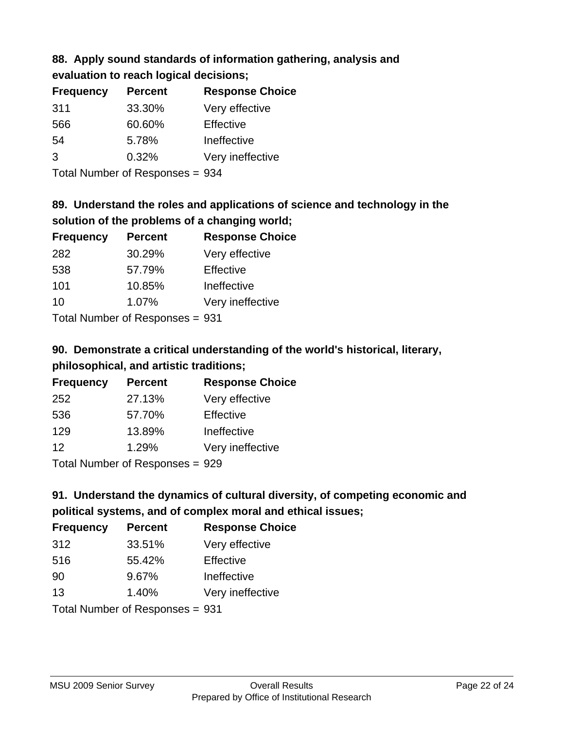### 88. Apply sound standards of information gathering, analysis and evaluation to reach logical decisions;

| Frequency | Percent | Response Choice |
|---|---|---|
| 311 | 33.30% | Very effective |
| 566 | 60.60% | Effective |
| 54 | 5.78% | Ineffective |
| 3 | 0.32% | Very ineffective |

Total Number of Responses = 934

### 89. Understand the roles and applications of science and technology in the solution of the problems of a changing world;

| Frequency | Percent | Response Choice |
|---|---|---|
| 282 | 30.29% | Very effective |
| 538 | 57.79% | Effective |
| 101 | 10.85% | Ineffective |
| 10 | 1.07% | Very ineffective |

Total Number of Responses = 931

### 90. Demonstrate a critical understanding of the world's historical, literary, philosophical, and artistic traditions;

| Frequency | Percent | Response Choice |
|---|---|---|
| 252 | 27.13% | Very effective |
| 536 | 57.70% | Effective |
| 129 | 13.89% | Ineffective |
| 12 | 1.29% | Very ineffective |

Total Number of Responses = 929

### 91. Understand the dynamics of cultural diversity, of competing economic and political systems, and of complex moral and ethical issues;

| Frequency | Percent | Response Choice |
|---|---|---|
| 312 | 33.51% | Very effective |
| 516 | 55.42% | Effective |
| 90 | 9.67% | Ineffective |
| 13 | 1.40% | Very ineffective |

Total Number of Responses = 931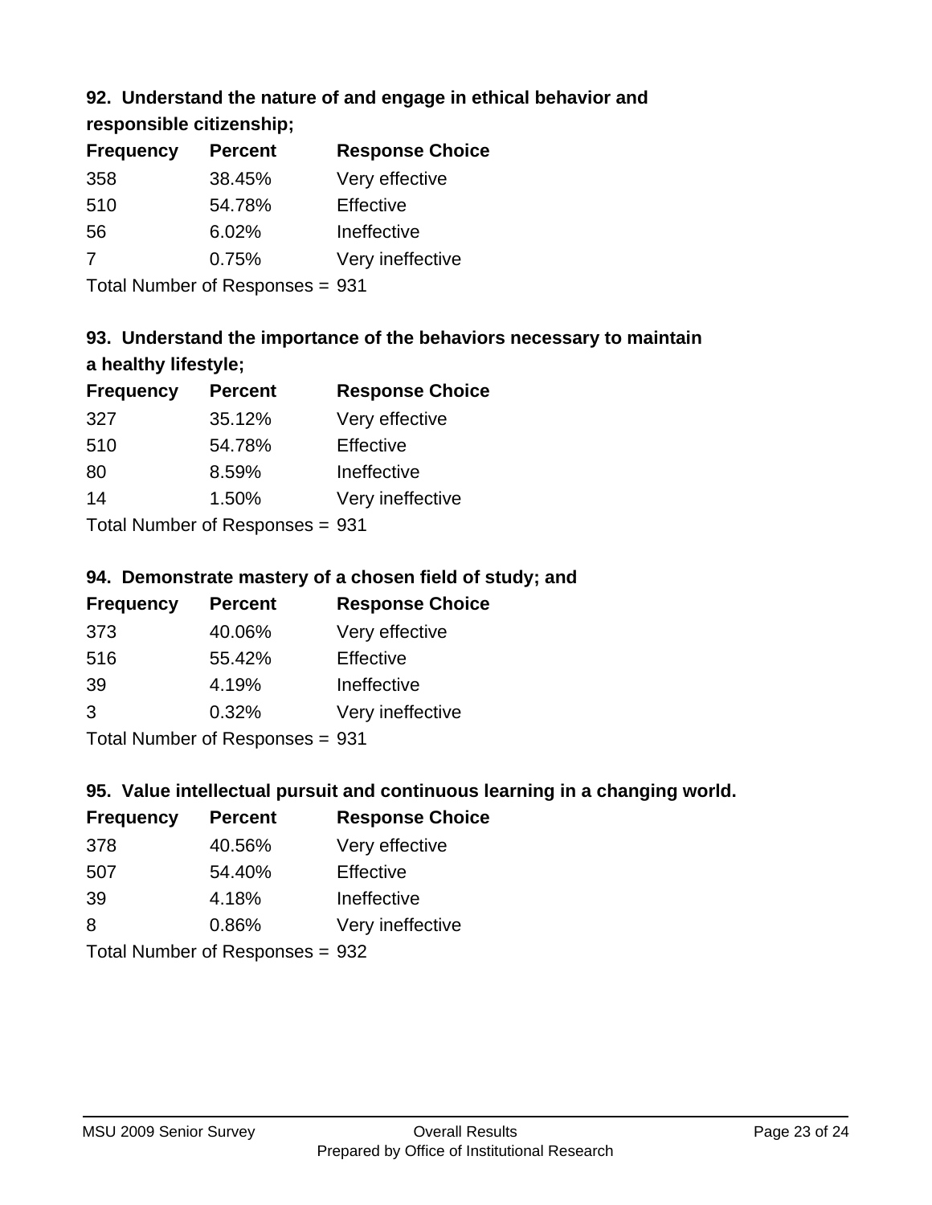### 92. Understand the nature of and engage in ethical behavior and responsible citizenship;

| Frequency | Percent | Response Choice |
|---|---|---|
| 358 | 38.45% | Very effective |
| 510 | 54.78% | Effective |
| 56 | 6.02% | Ineffective |
| 7 | 0.75% | Very ineffective |

Total Number of Responses = 931

### 93. Understand the importance of the behaviors necessary to maintain a healthy lifestyle;

| Frequency | Percent | Response Choice |
|---|---|---|
| 327 | 35.12% | Very effective |
| 510 | 54.78% | Effective |
| 80 | 8.59% | Ineffective |
| 14 | 1.50% | Very ineffective |

Total Number of Responses = 931

### 94. Demonstrate mastery of a chosen field of study; and

| Frequency | Percent | Response Choice |
|---|---|---|
| 373 | 40.06% | Very effective |
| 516 | 55.42% | Effective |
| 39 | 4.19% | Ineffective |
| 3 | 0.32% | Very ineffective |

Total Number of Responses = 931

### 95. Value intellectual pursuit and continuous learning in a changing world.

| Frequency | Percent | Response Choice |
|---|---|---|
| 378 | 40.56% | Very effective |
| 507 | 54.40% | Effective |
| 39 | 4.18% | Ineffective |
| 8 | 0.86% | Very ineffective |

Total Number of Responses = 932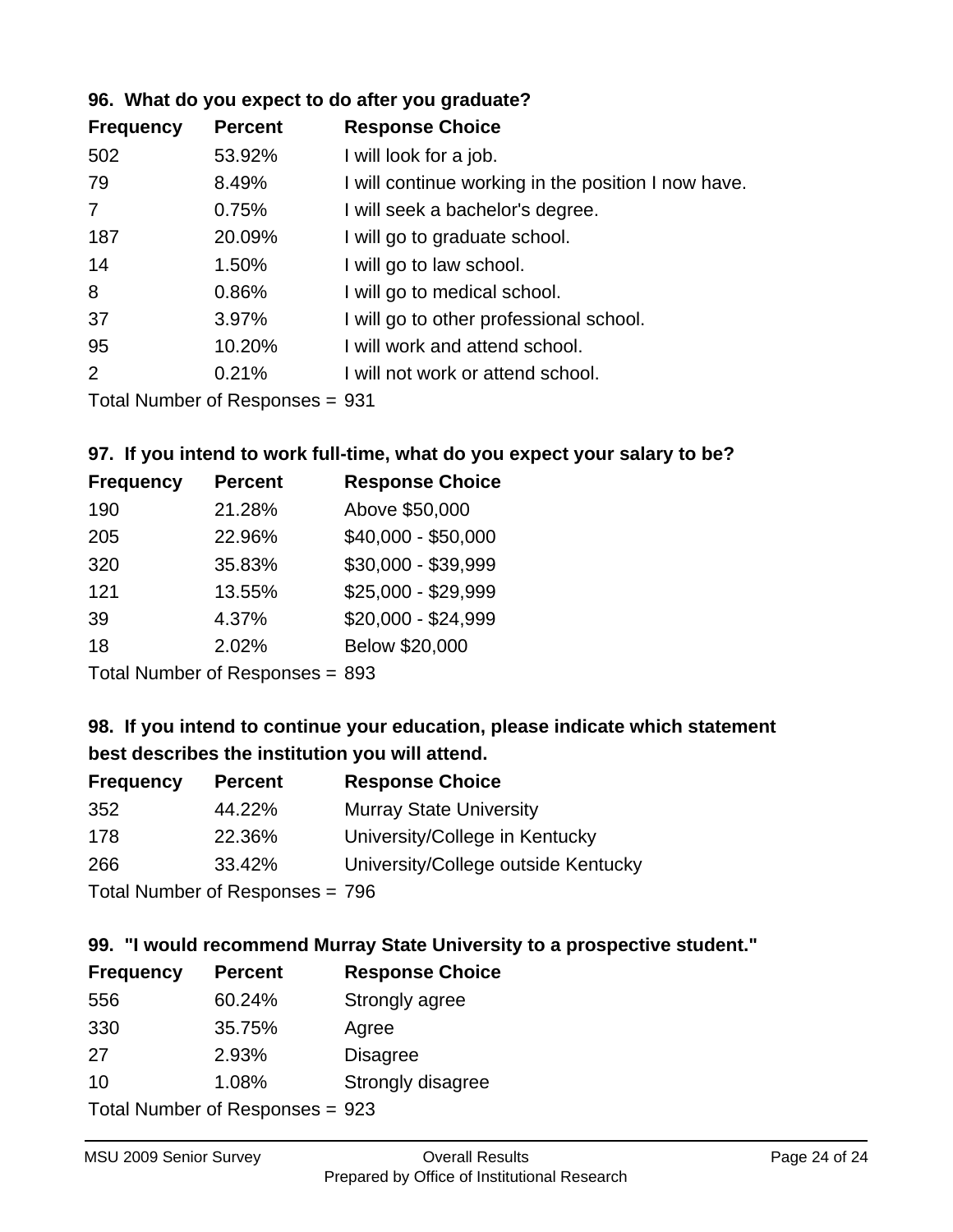### 96. What do you expect to do after you graduate?

| Frequency | Percent | Response Choice |
|---|---|---|
| 502 | 53.92% | I will look for a job. |
| 79 | 8.49% | I will continue working in the position I now have. |
| 7 | 0.75% | I will seek a bachelor's degree. |
| 187 | 20.09% | I will go to graduate school. |
| 14 | 1.50% | I will go to law school. |
| 8 | 0.86% | I will go to medical school. |
| 37 | 3.97% | I will go to other professional school. |
| 95 | 10.20% | I will work and attend school. |
| 2 | 0.21% | I will not work or attend school. |

Total Number of Responses = 931

### 97. If you intend to work full-time, what do you expect your salary to be?

| Frequency | Percent | Response Choice |
|---|---|---|
| 190 | 21.28% | Above $50,000 |
| 205 | 22.96% | $40,000 - $50,000 |
| 320 | 35.83% | $30,000 - $39,999 |
| 121 | 13.55% | $25,000 - $29,999 |
| 39 | 4.37% | $20,000 - $24,999 |
| 18 | 2.02% | Below $20,000 |

Total Number of Responses = 893

### 98. If you intend to continue your education, please indicate which statement best describes the institution you will attend.

| Frequency | Percent | Response Choice |
|---|---|---|
| 352 | 44.22% | Murray State University |
| 178 | 22.36% | University/College in Kentucky |
| 266 | 33.42% | University/College outside Kentucky |

Total Number of Responses = 796

### 99. "I would recommend Murray State University to a prospective student."

| Frequency | Percent | Response Choice |
|---|---|---|
| 556 | 60.24% | Strongly agree |
| 330 | 35.75% | Agree |
| 27 | 2.93% | Disagree |
| 10 | 1.08% | Strongly disagree |

Total Number of Responses = 923